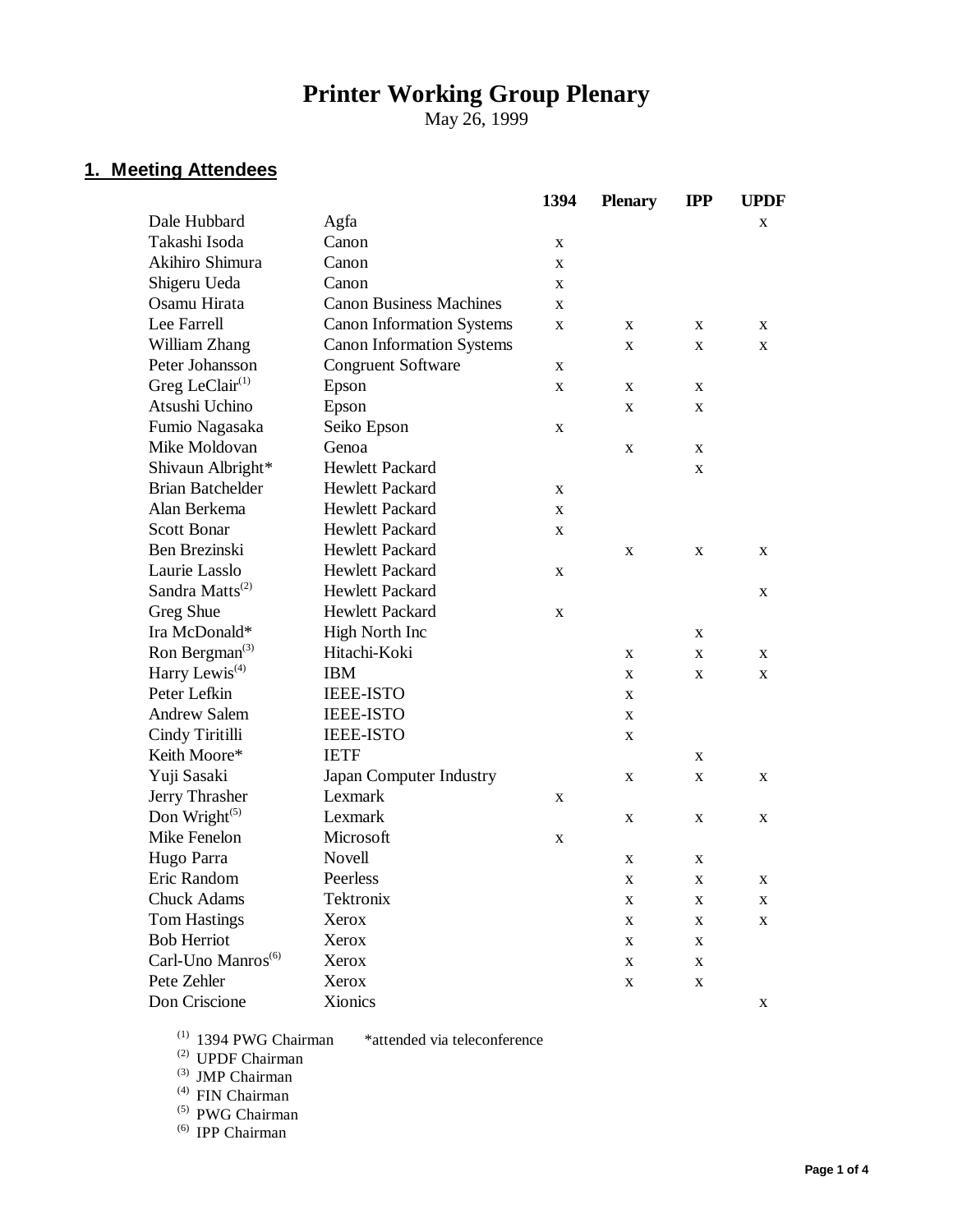# Printer Working Group Plenary

May 26, 1999

## 1. Meeting Attendees

| Name | Company | 1394 | Plenary | IPP | UPDF |
|---|---|---|---|---|---|
| Dale Hubbard | Agfa | | | | x |
| Takashi Isoda | Canon | x | | | |
| Akihiro Shimura | Canon | x | | | |
| Shigeru Ueda | Canon | x | | | |
| Osamu Hirata | Canon Business Machines | x | | | |
| Lee Farrell | Canon Information Systems | x | x | x | x |
| William Zhang | Canon Information Systems | | x | x | x |
| Peter Johansson | Congruent Software | x | | | |
| Greg LeClair[1] | Epson | x | x | x | |
| Atsushi Uchino | Epson | | x | x | |
| Fumio Nagasaka | Seiko Epson | x | | | |
| Mike Moldovan | Genoa | | x | x | |
| Shivaun Albright* | Hewlett Packard | | | x | |
| Brian Batchelder | Hewlett Packard | x | | | |
| Alan Berkema | Hewlett Packard | x | | | |
| Scott Bonar | Hewlett Packard | x | | | |
| Ben Brezinski | Hewlett Packard | | x | x | x |
| Laurie Lasslo | Hewlett Packard | x | | | |
| Sandra Matts[2] | Hewlett Packard | | | | x |
| Greg Shue | Hewlett Packard | x | | | |
| Ira McDonald* | High North Inc | | | x | |
| Ron Bergman[3] | Hitachi-Koki | | x | x | x |
| Harry Lewis[4] | IBM | | x | x | x |
| Peter Lefkin | IEEE-ISTO | | x | | |
| Andrew Salem | IEEE-ISTO | | x | | |
| Cindy Tiritilli | IEEE-ISTO | | x | | |
| Keith Moore* | IETF | | | x | |
| Yuji Sasaki | Japan Computer Industry | | x | x | x |
| Jerry Thrasher | Lexmark | x | | | |
| Don Wright[5] | Lexmark | | x | x | x |
| Mike Fenelon | Microsoft | x | | | |
| Hugo Parra | Novell | | x | x | |
| Eric Random | Peerless | | x | x | x |
| Chuck Adams | Tektronix | | x | x | x |
| Tom Hastings | Xerox | | x | x | x |
| Bob Herriot | Xerox | | x | x | |
| Carl-Uno Manros[6] | Xerox | | x | x | |
| Pete Zehler | Xerox | | x | x | |
| Don Criscione | Xionics | | | | x |

[1] 1394 PWG Chairman  *attended via teleconference
[2] UPDF Chairman
[3] JMP Chairman
[4] FIN Chairman
[5] PWG Chairman
[6] IPP Chairman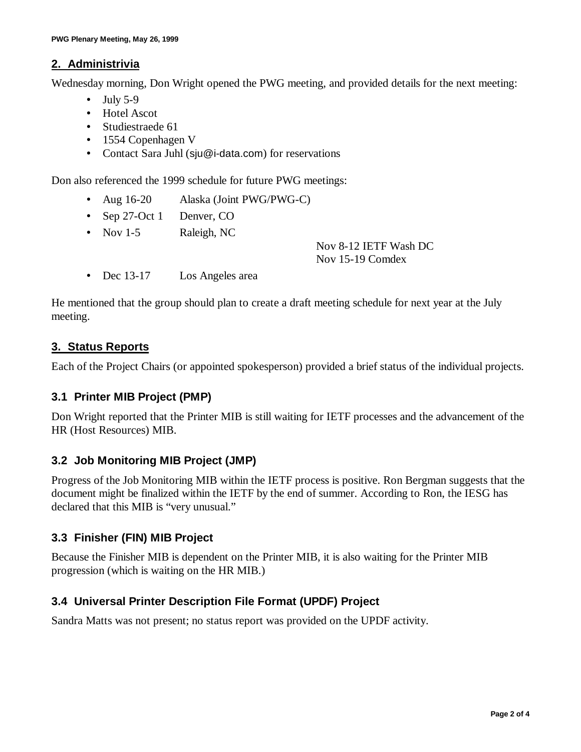## 2. Administrivia

Wednesday morning, Don Wright opened the PWG meeting, and provided details for the next meeting:

- July 5-9
- Hotel Ascot
- Studiestraede 61
- 1554 Copenhagen V
- Contact Sara Juhl (sju@i-data.com) for reservations

Don also referenced the 1999 schedule for future PWG meetings:

- Aug 16-20 Alaska (Joint PWG/PWG-C)
- Sep 27-Oct 1 Denver, CO
- Nov 1-5 Raleigh, NC

  Nov 8-12 IETF Wash DC
  Nov 15-19 Comdex
- Dec 13-17 Los Angeles area

He mentioned that the group should plan to create a draft meeting schedule for next year at the July meeting.

## 3. Status Reports

Each of the Project Chairs (or appointed spokesperson) provided a brief status of the individual projects.

### 3.1 Printer MIB Project (PMP)

Don Wright reported that the Printer MIB is still waiting for IETF processes and the advancement of the HR (Host Resources) MIB.

### 3.2 Job Monitoring MIB Project (JMP)

Progress of the Job Monitoring MIB within the IETF process is positive. Ron Bergman suggests that the document might be finalized within the IETF by the end of summer. According to Ron, the IESG has declared that this MIB is "very unusual."

### 3.3 Finisher (FIN) MIB Project

Because the Finisher MIB is dependent on the Printer MIB, it is also waiting for the Printer MIB progression (which is waiting on the HR MIB.)

### 3.4 Universal Printer Description File Format (UPDF) Project

Sandra Matts was not present; no status report was provided on the UPDF activity.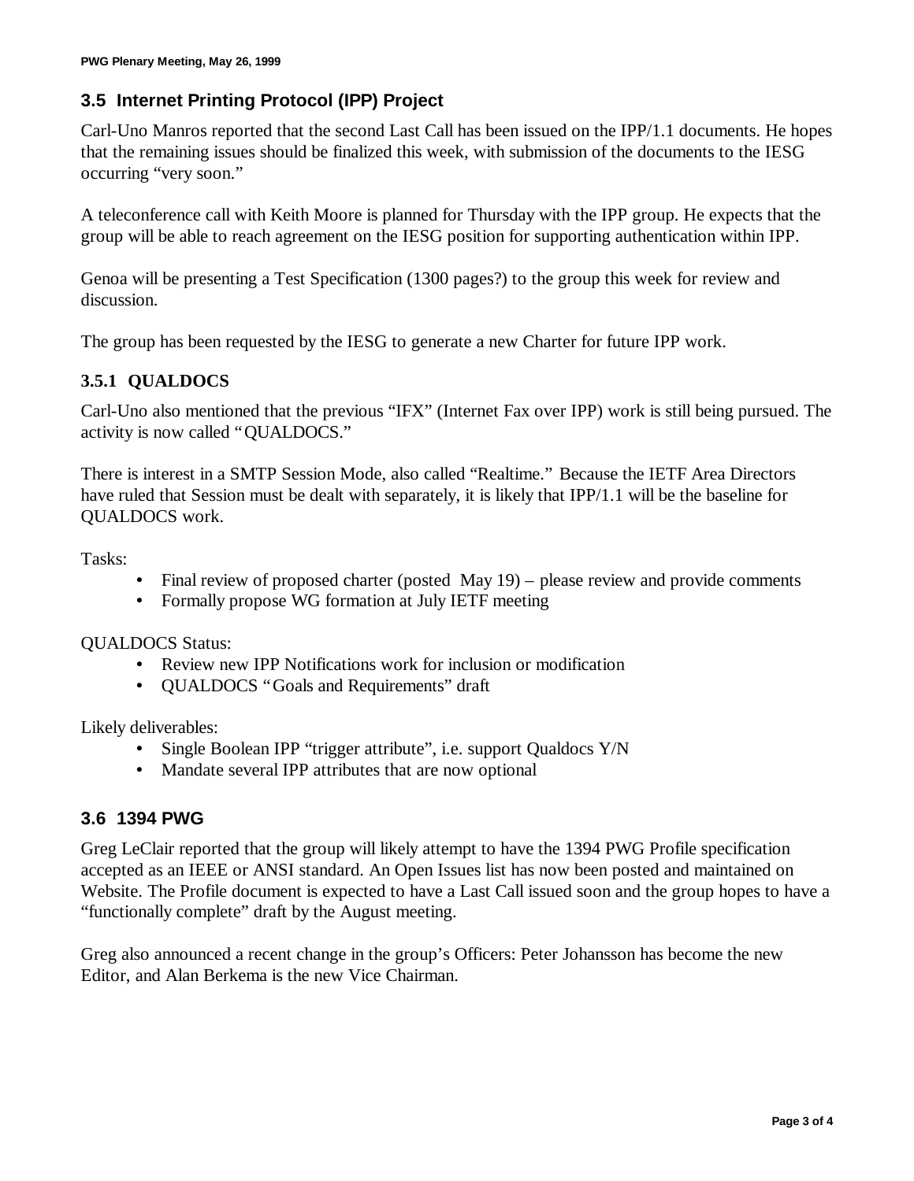### 3.5 Internet Printing Protocol (IPP) Project

Carl-Uno Manros reported that the second Last Call has been issued on the IPP/1.1 documents. He hopes that the remaining issues should be finalized this week, with submission of the documents to the IESG occurring "very soon."

A teleconference call with Keith Moore is planned for Thursday with the IPP group. He expects that the group will be able to reach agreement on the IESG position for supporting authentication within IPP.

Genoa will be presenting a Test Specification (1300 pages?) to the group this week for review and discussion.

The group has been requested by the IESG to generate a new Charter for future IPP work.

#### 3.5.1 QUALDOCS

Carl-Uno also mentioned that the previous "IFX" (Internet Fax over IPP) work is still being pursued. The activity is now called "QUALDOCS."

There is interest in a SMTP Session Mode, also called "Realtime." Because the IETF Area Directors have ruled that Session must be dealt with separately, it is likely that IPP/1.1 will be the baseline for QUALDOCS work.

Tasks:

- Final review of proposed charter (posted May 19) – please review and provide comments
- Formally propose WG formation at July IETF meeting

QUALDOCS Status:

- Review new IPP Notifications work for inclusion or modification
- QUALDOCS "Goals and Requirements" draft

Likely deliverables:

- Single Boolean IPP "trigger attribute", i.e. support Qualdocs Y/N
- Mandate several IPP attributes that are now optional

### 3.6 1394 PWG

Greg LeClair reported that the group will likely attempt to have the 1394 PWG Profile specification accepted as an IEEE or ANSI standard. An Open Issues list has now been posted and maintained on Website. The Profile document is expected to have a Last Call issued soon and the group hopes to have a "functionally complete" draft by the August meeting.

Greg also announced a recent change in the group's Officers: Peter Johansson has become the new Editor, and Alan Berkema is the new Vice Chairman.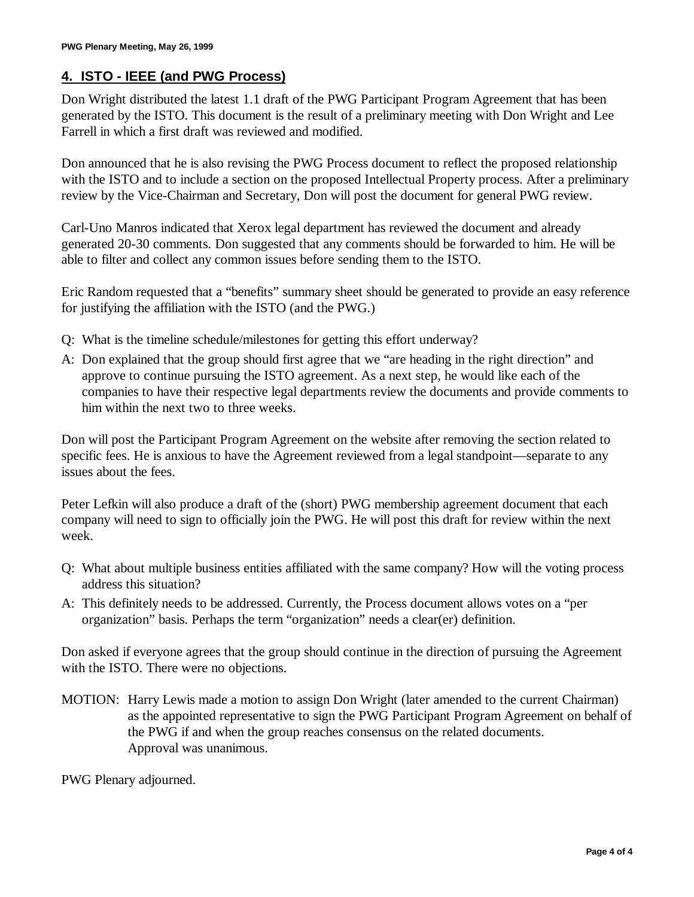## 4. ISTO - IEEE (and PWG Process)

Don Wright distributed the latest 1.1 draft of the PWG Participant Program Agreement that has been generated by the ISTO. This document is the result of a preliminary meeting with Don Wright and Lee Farrell in which a first draft was reviewed and modified.

Don announced that he is also revising the PWG Process document to reflect the proposed relationship with the ISTO and to include a section on the proposed Intellectual Property process. After a preliminary review by the Vice-Chairman and Secretary, Don will post the document for general PWG review.

Carl-Uno Manros indicated that Xerox legal department has reviewed the document and already generated 20-30 comments. Don suggested that any comments should be forwarded to him. He will be able to filter and collect any common issues before sending them to the ISTO.

Eric Random requested that a "benefits" summary sheet should be generated to provide an easy reference for justifying the affiliation with the ISTO (and the PWG.)

Q: What is the timeline schedule/milestones for getting this effort underway?

A: Don explained that the group should first agree that we "are heading in the right direction" and approve to continue pursuing the ISTO agreement. As a next step, he would like each of the companies to have their respective legal departments review the documents and provide comments to him within the next two to three weeks.

Don will post the Participant Program Agreement on the website after removing the section related to specific fees. He is anxious to have the Agreement reviewed from a legal standpoint—separate to any issues about the fees.

Peter Lefkin will also produce a draft of the (short) PWG membership agreement document that each company will need to sign to officially join the PWG. He will post this draft for review within the next week.

Q: What about multiple business entities affiliated with the same company? How will the voting process address this situation?

A: This definitely needs to be addressed. Currently, the Process document allows votes on a "per organization" basis. Perhaps the term "organization" needs a clear(er) definition.

Don asked if everyone agrees that the group should continue in the direction of pursuing the Agreement with the ISTO. There were no objections.

MOTION: Harry Lewis made a motion to assign Don Wright (later amended to the current Chairman) as the appointed representative to sign the PWG Participant Program Agreement on behalf of the PWG if and when the group reaches consensus on the related documents.
Approval was unanimous.

PWG Plenary adjourned.